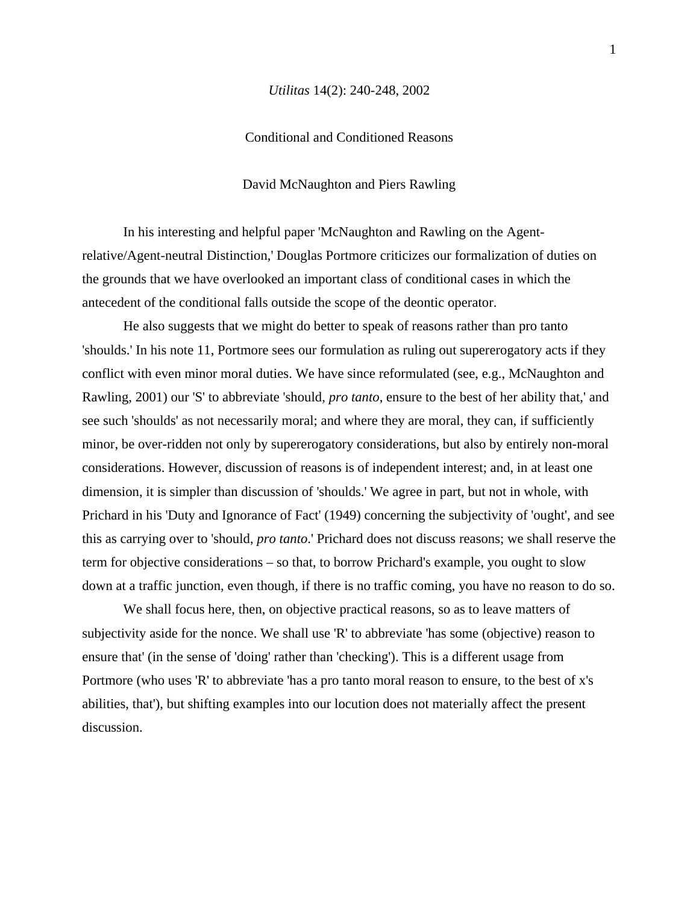*Utilitas* 14(2): 240-248, 2002

# Conditional and Conditioned Reasons

David McNaughton and Piers Rawling

In his interesting and helpful paper 'McNaughton and Rawling on the Agent-relative/Agent-neutral Distinction,' Douglas Portmore criticizes our formalization of duties on the grounds that we have overlooked an important class of conditional cases in which the antecedent of the conditional falls outside the scope of the deontic operator.

He also suggests that we might do better to speak of reasons rather than pro tanto 'shoulds.' In his note 11, Portmore sees our formulation as ruling out supererogatory acts if they conflict with even minor moral duties. We have since reformulated (see, e.g., McNaughton and Rawling, 2001) our 'S' to abbreviate 'should, *pro tanto*, ensure to the best of her ability that,' and see such 'shoulds' as not necessarily moral; and where they are moral, they can, if sufficiently minor, be over-ridden not only by supererogatory considerations, but also by entirely non-moral considerations. However, discussion of reasons is of independent interest; and, in at least one dimension, it is simpler than discussion of 'shoulds.' We agree in part, but not in whole, with Prichard in his 'Duty and Ignorance of Fact' (1949) concerning the subjectivity of 'ought', and see this as carrying over to 'should, *pro tanto*.' Prichard does not discuss reasons; we shall reserve the term for objective considerations – so that, to borrow Prichard's example, you ought to slow down at a traffic junction, even though, if there is no traffic coming, you have no reason to do so.

We shall focus here, then, on objective practical reasons, so as to leave matters of subjectivity aside for the nonce. We shall use 'R' to abbreviate 'has some (objective) reason to ensure that' (in the sense of 'doing' rather than 'checking'). This is a different usage from Portmore (who uses 'R' to abbreviate 'has a pro tanto moral reason to ensure, to the best of x's abilities, that'), but shifting examples into our locution does not materially affect the present discussion.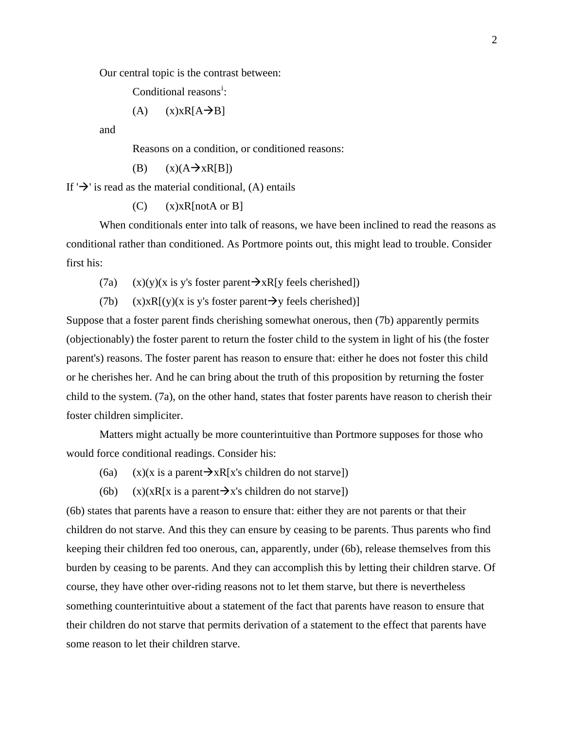Our central topic is the contrast between:

Conditional reasons[i]:

(A) (x)xR[A→B]

and

Reasons on a condition, or conditioned reasons:

(B) (x)(A→xR[B])

If '→' is read as the material conditional, (A) entails

(C) (x)xR[notA or B]

When conditionals enter into talk of reasons, we have been inclined to read the reasons as conditional rather than conditioned. As Portmore points out, this might lead to trouble. Consider first his:

(7a) (x)(y)(x is y's foster parent→xR[y feels cherished])

(7b) (x)xR[(y)(x is y's foster parent→y feels cherished)]

Suppose that a foster parent finds cherishing somewhat onerous, then (7b) apparently permits (objectionably) the foster parent to return the foster child to the system in light of his (the foster parent's) reasons. The foster parent has reason to ensure that: either he does not foster this child or he cherishes her. And he can bring about the truth of this proposition by returning the foster child to the system. (7a), on the other hand, states that foster parents have reason to cherish their foster children simpliciter.

Matters might actually be more counterintuitive than Portmore supposes for those who would force conditional readings. Consider his:

(6a) (x)(x is a parent→xR[x's children do not starve])

(6b) (x)(xR[x is a parent→x's children do not starve])

(6b) states that parents have a reason to ensure that: either they are not parents or that their children do not starve. And this they can ensure by ceasing to be parents. Thus parents who find keeping their children fed too onerous, can, apparently, under (6b), release themselves from this burden by ceasing to be parents. And they can accomplish this by letting their children starve. Of course, they have other over-riding reasons not to let them starve, but there is nevertheless something counterintuitive about a statement of the fact that parents have reason to ensure that their children do not starve that permits derivation of a statement to the effect that parents have some reason to let their children starve.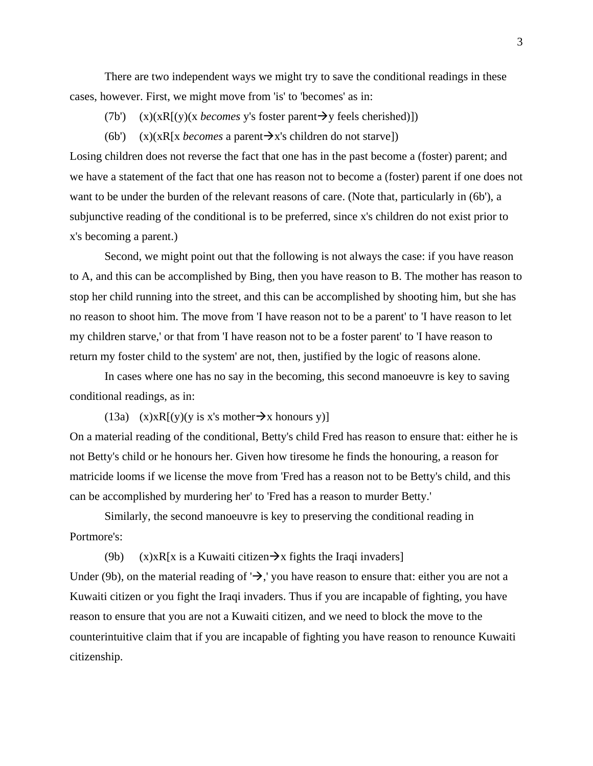There are two independent ways we might try to save the conditional readings in these cases, however. First, we might move from 'is' to 'becomes' as in:

(7b')   (x)(xR[(y)(x *becomes* y's foster parent→y feels cherished)])

(6b')   (x)(xR[x *becomes* a parent→x's children do not starve])

Losing children does not reverse the fact that one has in the past become a (foster) parent; and we have a statement of the fact that one has reason not to become a (foster) parent if one does not want to be under the burden of the relevant reasons of care. (Note that, particularly in (6b'), a subjunctive reading of the conditional is to be preferred, since x's children do not exist prior to x's becoming a parent.)

Second, we might point out that the following is not always the case: if you have reason to A, and this can be accomplished by Bing, then you have reason to B. The mother has reason to stop her child running into the street, and this can be accomplished by shooting him, but she has no reason to shoot him. The move from 'I have reason not to be a parent' to 'I have reason to let my children starve,' or that from 'I have reason not to be a foster parent' to 'I have reason to return my foster child to the system' are not, then, justified by the logic of reasons alone.

In cases where one has no say in the becoming, this second manoeuvre is key to saving conditional readings, as in:

(13a)   (x)xR[(y)(y is x's mother→x honours y)]

On a material reading of the conditional, Betty's child Fred has reason to ensure that: either he is not Betty's child or he honours her. Given how tiresome he finds the honouring, a reason for matricide looms if we license the move from 'Fred has a reason not to be Betty's child, and this can be accomplished by murdering her' to 'Fred has a reason to murder Betty.'

Similarly, the second manoeuvre is key to preserving the conditional reading in Portmore's:

(9b)   (x)xR[x is a Kuwaiti citizen→x fights the Iraqi invaders]

Under (9b), on the material reading of '→,' you have reason to ensure that: either you are not a Kuwaiti citizen or you fight the Iraqi invaders. Thus if you are incapable of fighting, you have reason to ensure that you are not a Kuwaiti citizen, and we need to block the move to the counterintuitive claim that if you are incapable of fighting you have reason to renounce Kuwaiti citizenship.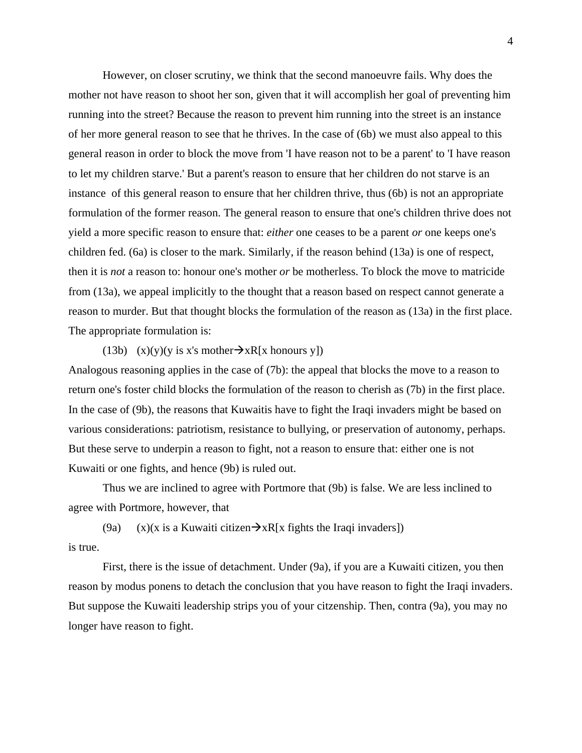However, on closer scrutiny, we think that the second manoeuvre fails. Why does the mother not have reason to shoot her son, given that it will accomplish her goal of preventing him running into the street? Because the reason to prevent him running into the street is an instance of her more general reason to see that he thrives. In the case of (6b) we must also appeal to this general reason in order to block the move from 'I have reason not to be a parent' to 'I have reason to let my children starve.' But a parent's reason to ensure that her children do not starve is an instance of this general reason to ensure that her children thrive, thus (6b) is not an appropriate formulation of the former reason. The general reason to ensure that one's children thrive does not yield a more specific reason to ensure that: *either* one ceases to be a parent *or* one keeps one's children fed. (6a) is closer to the mark. Similarly, if the reason behind (13a) is one of respect, then it is *not* a reason to: honour one's mother *or* be motherless. To block the move to matricide from (13a), we appeal implicitly to the thought that a reason based on respect cannot generate a reason to murder. But that thought blocks the formulation of the reason as (13a) in the first place. The appropriate formulation is:

(13b) (x)(y)(y is x's mother→xR[x honours y])

Analogous reasoning applies in the case of (7b): the appeal that blocks the move to a reason to return one's foster child blocks the formulation of the reason to cherish as (7b) in the first place. In the case of (9b), the reasons that Kuwaitis have to fight the Iraqi invaders might be based on various considerations: patriotism, resistance to bullying, or preservation of autonomy, perhaps. But these serve to underpin a reason to fight, not a reason to ensure that: either one is not Kuwaiti or one fights, and hence (9b) is ruled out.

Thus we are inclined to agree with Portmore that (9b) is false. We are less inclined to agree with Portmore, however, that

(9a) (x)(x is a Kuwaiti citizen→xR[x fights the Iraqi invaders])

is true.

First, there is the issue of detachment. Under (9a), if you are a Kuwaiti citizen, you then reason by modus ponens to detach the conclusion that you have reason to fight the Iraqi invaders. But suppose the Kuwaiti leadership strips you of your citzenship. Then, contra (9a), you may no longer have reason to fight.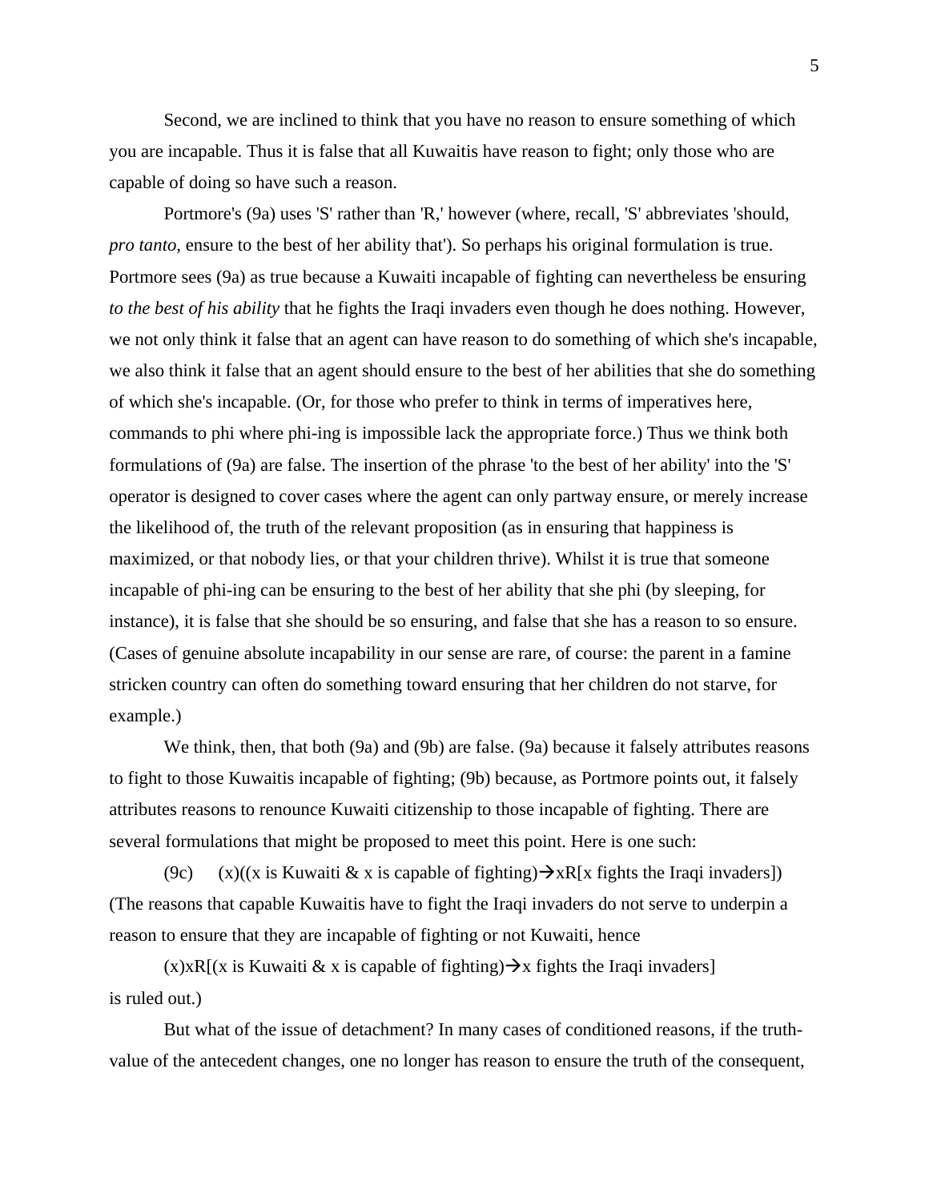Second, we are inclined to think that you have no reason to ensure something of which you are incapable. Thus it is false that all Kuwaitis have reason to fight; only those who are capable of doing so have such a reason.

Portmore's (9a) uses 'S' rather than 'R,' however (where, recall, 'S' abbreviates 'should, *pro tanto*, ensure to the best of her ability that'). So perhaps his original formulation is true. Portmore sees (9a) as true because a Kuwaiti incapable of fighting can nevertheless be ensuring *to the best of his ability* that he fights the Iraqi invaders even though he does nothing. However, we not only think it false that an agent can have reason to do something of which she's incapable, we also think it false that an agent should ensure to the best of her abilities that she do something of which she's incapable. (Or, for those who prefer to think in terms of imperatives here, commands to phi where phi-ing is impossible lack the appropriate force.) Thus we think both formulations of (9a) are false. The insertion of the phrase 'to the best of her ability' into the 'S' operator is designed to cover cases where the agent can only partway ensure, or merely increase the likelihood of, the truth of the relevant proposition (as in ensuring that happiness is maximized, or that nobody lies, or that your children thrive). Whilst it is true that someone incapable of phi-ing can be ensuring to the best of her ability that she phi (by sleeping, for instance), it is false that she should be so ensuring, and false that she has a reason to so ensure. (Cases of genuine absolute incapability in our sense are rare, of course: the parent in a famine stricken country can often do something toward ensuring that her children do not starve, for example.)

We think, then, that both (9a) and (9b) are false. (9a) because it falsely attributes reasons to fight to those Kuwaitis incapable of fighting; (9b) because, as Portmore points out, it falsely attributes reasons to renounce Kuwaiti citizenship to those incapable of fighting. There are several formulations that might be proposed to meet this point. Here is one such:

(9c) (x)((x is Kuwaiti & x is capable of fighting)→xR[x fights the Iraqi invaders])

(The reasons that capable Kuwaitis have to fight the Iraqi invaders do not serve to underpin a reason to ensure that they are incapable of fighting or not Kuwaiti, hence

(x)xR[(x is Kuwaiti & x is capable of fighting)→x fights the Iraqi invaders]

is ruled out.)

But what of the issue of detachment? In many cases of conditioned reasons, if the truth-value of the antecedent changes, one no longer has reason to ensure the truth of the consequent,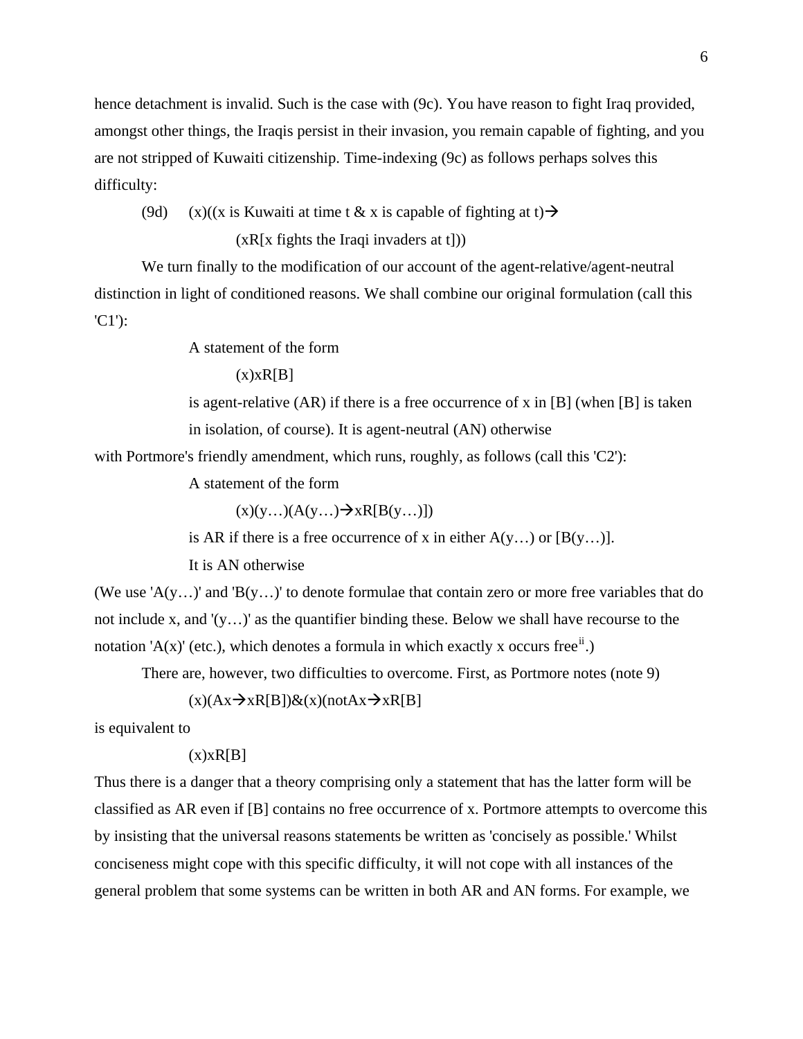hence detachment is invalid. Such is the case with (9c). You have reason to fight Iraq provided, amongst other things, the Iraqis persist in their invasion, you remain capable of fighting, and you are not stripped of Kuwaiti citizenship. Time-indexing (9c) as follows perhaps solves this difficulty:

(9d) (x)((x is Kuwaiti at time t & x is capable of fighting at t)→ (xR[x fights the Iraqi invaders at t]))

We turn finally to the modification of our account of the agent-relative/agent-neutral distinction in light of conditioned reasons. We shall combine our original formulation (call this 'C1'):

> A statement of the form
>
> (x)xR[B]
>
> is agent-relative (AR) if there is a free occurrence of x in [B] (when [B] is taken in isolation, of course). It is agent-neutral (AN) otherwise

with Portmore's friendly amendment, which runs, roughly, as follows (call this 'C2'):

> A statement of the form
>
> (x)(y…)(A(y…)→xR[B(y…)])
>
> is AR if there is a free occurrence of x in either A(y…) or [B(y…)].
>
> It is AN otherwise

(We use 'A(y…)' and 'B(y…)' to denote formulae that contain zero or more free variables that do not include x, and '(y…)' as the quantifier binding these. Below we shall have recourse to the notation 'A(x)' (etc.), which denotes a formula in which exactly x occurs free[ii].)

There are, however, two difficulties to overcome. First, as Portmore notes (note 9)

(x)(Ax→xR[B])&(x)(notAx→xR[B]

is equivalent to

(x)xR[B]

Thus there is a danger that a theory comprising only a statement that has the latter form will be classified as AR even if [B] contains no free occurrence of x. Portmore attempts to overcome this by insisting that the universal reasons statements be written as 'concisely as possible.' Whilst conciseness might cope with this specific difficulty, it will not cope with all instances of the general problem that some systems can be written in both AR and AN forms. For example, we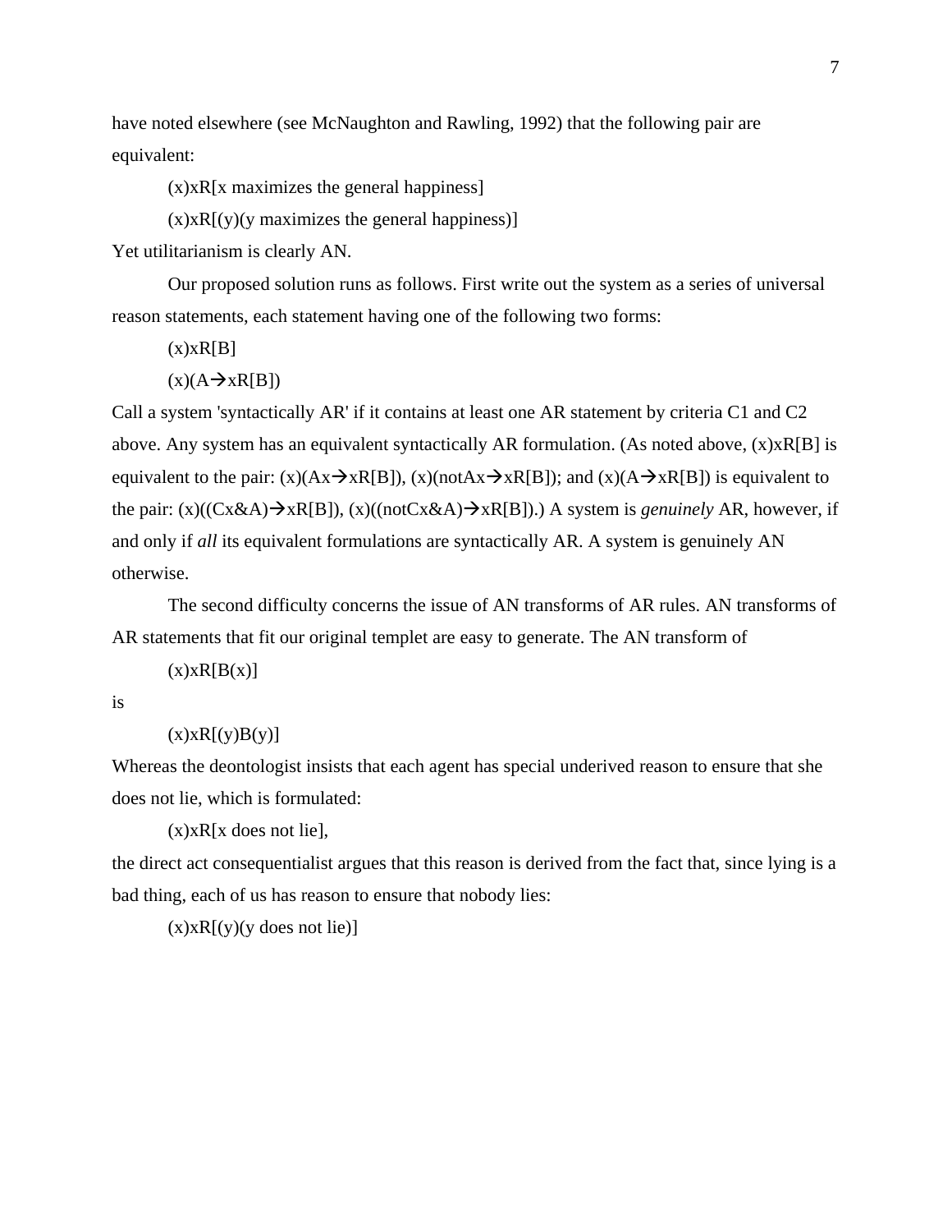have noted elsewhere (see McNaughton and Rawling, 1992) that the following pair are equivalent:

> (x)xR[x maximizes the general happiness]
>
> (x)xR[(y)(y maximizes the general happiness)]

Yet utilitarianism is clearly AN.

Our proposed solution runs as follows. First write out the system as a series of universal reason statements, each statement having one of the following two forms:

> (x)xR[B]
>
> (x)(A→xR[B])

Call a system 'syntactically AR' if it contains at least one AR statement by criteria C1 and C2 above. Any system has an equivalent syntactically AR formulation. (As noted above, (x)xR[B] is equivalent to the pair: (x)(Ax→xR[B]), (x)(notAx→xR[B]); and (x)(A→xR[B]) is equivalent to the pair: (x)((Cx&A)→xR[B]), (x)((notCx&A)→xR[B]).) A system is *genuinely* AR, however, if and only if *all* its equivalent formulations are syntactically AR. A system is genuinely AN otherwise.

The second difficulty concerns the issue of AN transforms of AR rules. AN transforms of AR statements that fit our original templet are easy to generate. The AN transform of

> (x)xR[B(x)]

is

> (x)xR[(y)B(y)]

Whereas the deontologist insists that each agent has special underived reason to ensure that she does not lie, which is formulated:

> (x)xR[x does not lie],

the direct act consequentialist argues that this reason is derived from the fact that, since lying is a bad thing, each of us has reason to ensure that nobody lies:

> (x)xR[(y)(y does not lie)]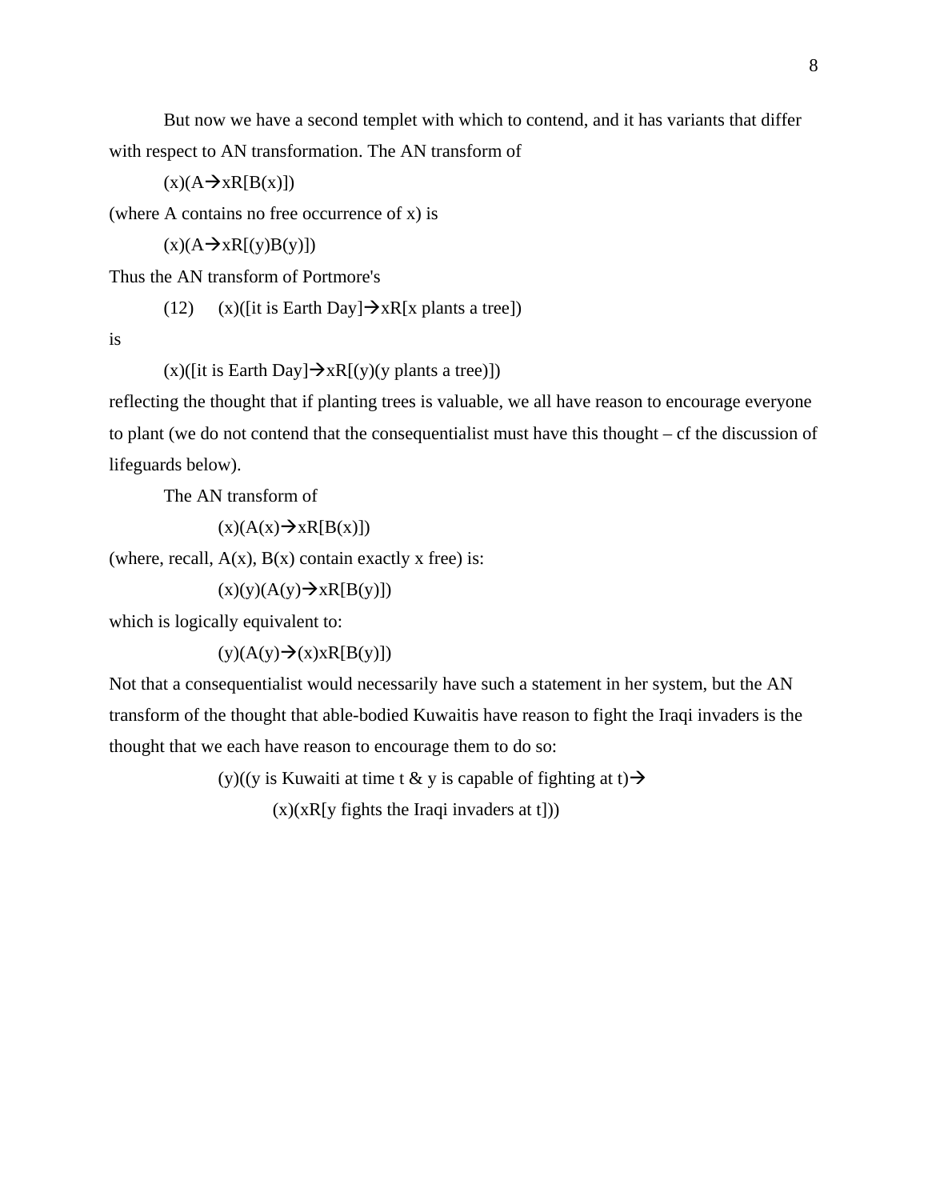But now we have a second templet with which to contend, and it has variants that differ with respect to AN transformation. The AN transform of

$$(x)(A \rightarrow xR[B(x)])$$

(where A contains no free occurrence of x) is

$$(x)(A \rightarrow xR[(y)B(y)])$$

Thus the AN transform of Portmore's

(12) (x)([it is Earth Day]→xR[x plants a tree])

is

(x)([it is Earth Day]→xR[(y)(y plants a tree)])

reflecting the thought that if planting trees is valuable, we all have reason to encourage everyone to plant (we do not contend that the consequentialist must have this thought – cf the discussion of lifeguards below).

The AN transform of

$$(x)(A(x) \rightarrow xR[B(x)])$$

(where, recall, A(x), B(x) contain exactly x free) is:

$$(x)(y)(A(y) \rightarrow xR[B(y)])$$

which is logically equivalent to:

$$(y)(A(y) \rightarrow (x)xR[B(y)])$$

Not that a consequentialist would necessarily have such a statement in her system, but the AN transform of the thought that able-bodied Kuwaitis have reason to fight the Iraqi invaders is the thought that we each have reason to encourage them to do so:

(y)((y is Kuwaiti at time t & y is capable of fighting at t)→
  (x)(xR[y fights the Iraqi invaders at t]))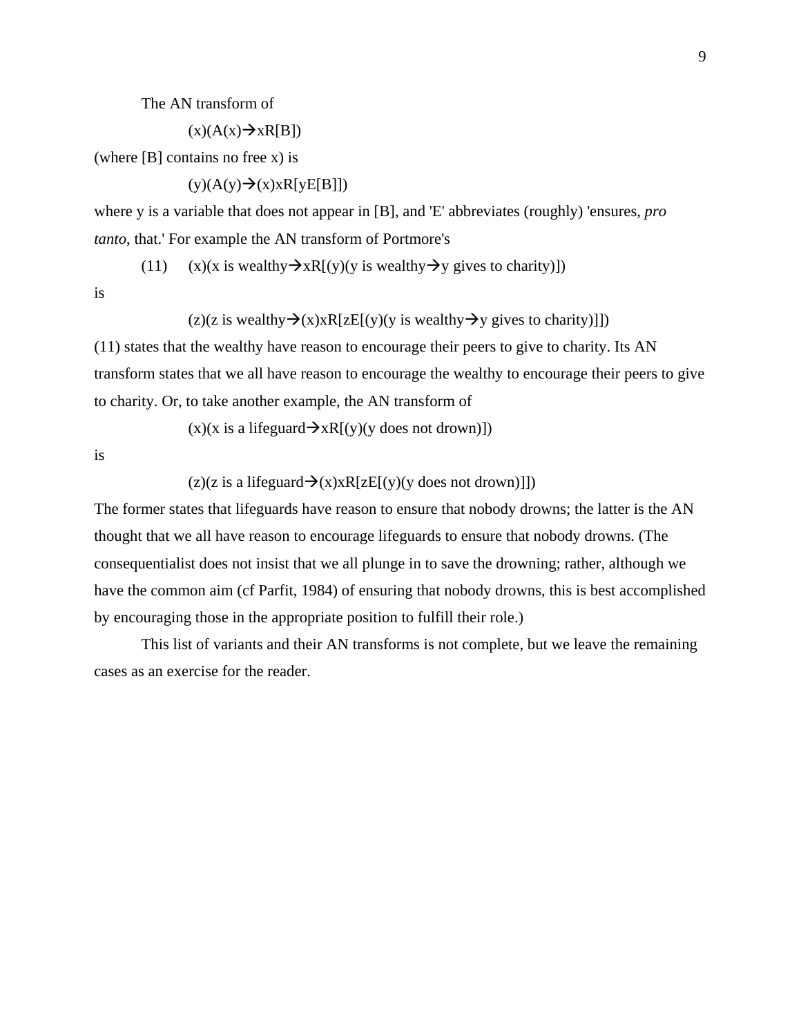The AN transform of

$$(x)(A(x)\rightarrow xR[B])$$

(where [B] contains no free x) is

$$(y)(A(y)\rightarrow(x)xR[yE[B]])$$

where y is a variable that does not appear in [B], and 'E' abbreviates (roughly) 'ensures, *pro tanto*, that.' For example the AN transform of Portmore's

(11) $(x)(x \text{ is wealthy}\rightarrow xR[(y)(y \text{ is wealthy}\rightarrow y \text{ gives to charity})])$

is

$$(z)(z \text{ is wealthy}\rightarrow(x)xR[zE[(y)(y \text{ is wealthy}\rightarrow y \text{ gives to charity})]])$$

(11) states that the wealthy have reason to encourage their peers to give to charity. Its AN transform states that we all have reason to encourage the wealthy to encourage their peers to give to charity. Or, to take another example, the AN transform of

$$(x)(x \text{ is a lifeguard}\rightarrow xR[(y)(y \text{ does not drown})])$$

is

$$(z)(z \text{ is a lifeguard}\rightarrow(x)xR[zE[(y)(y \text{ does not drown})]])$$

The former states that lifeguards have reason to ensure that nobody drowns; the latter is the AN thought that we all have reason to encourage lifeguards to ensure that nobody drowns. (The consequentialist does not insist that we all plunge in to save the drowning; rather, although we have the common aim (cf Parfit, 1984) of ensuring that nobody drowns, this is best accomplished by encouraging those in the appropriate position to fulfill their role.)

This list of variants and their AN transforms is not complete, but we leave the remaining cases as an exercise for the reader.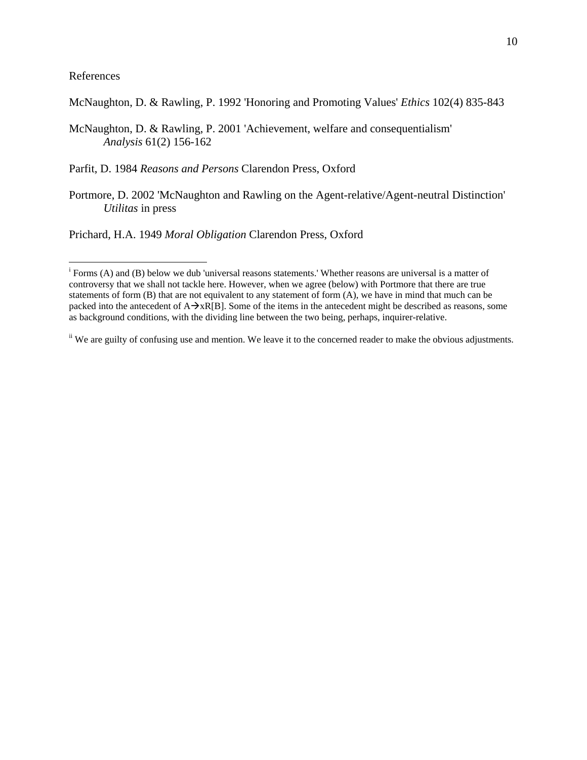## References

McNaughton, D. & Rawling, P. 1992 'Honoring and Promoting Values' *Ethics* 102(4) 835-843

McNaughton, D. & Rawling, P. 2001 'Achievement, welfare and consequentialism' *Analysis* 61(2) 156-162

Parfit, D. 1984 *Reasons and Persons* Clarendon Press, Oxford

Portmore, D. 2002 'McNaughton and Rawling on the Agent-relative/Agent-neutral Distinction' *Utilitas* in press

Prichard, H.A. 1949 *Moral Obligation* Clarendon Press, Oxford

---

[i] Forms (A) and (B) below we dub 'universal reasons statements.' Whether reasons are universal is a matter of controversy that we shall not tackle here. However, when we agree (below) with Portmore that there are true statements of form (B) that are not equivalent to any statement of form (A), we have in mind that much can be packed into the antecedent of $A \rightarrow xR[B]$. Some of the items in the antecedent might be described as reasons, some as background conditions, with the dividing line between the two being, perhaps, inquirer-relative.

[ii] We are guilty of confusing use and mention. We leave it to the concerned reader to make the obvious adjustments.